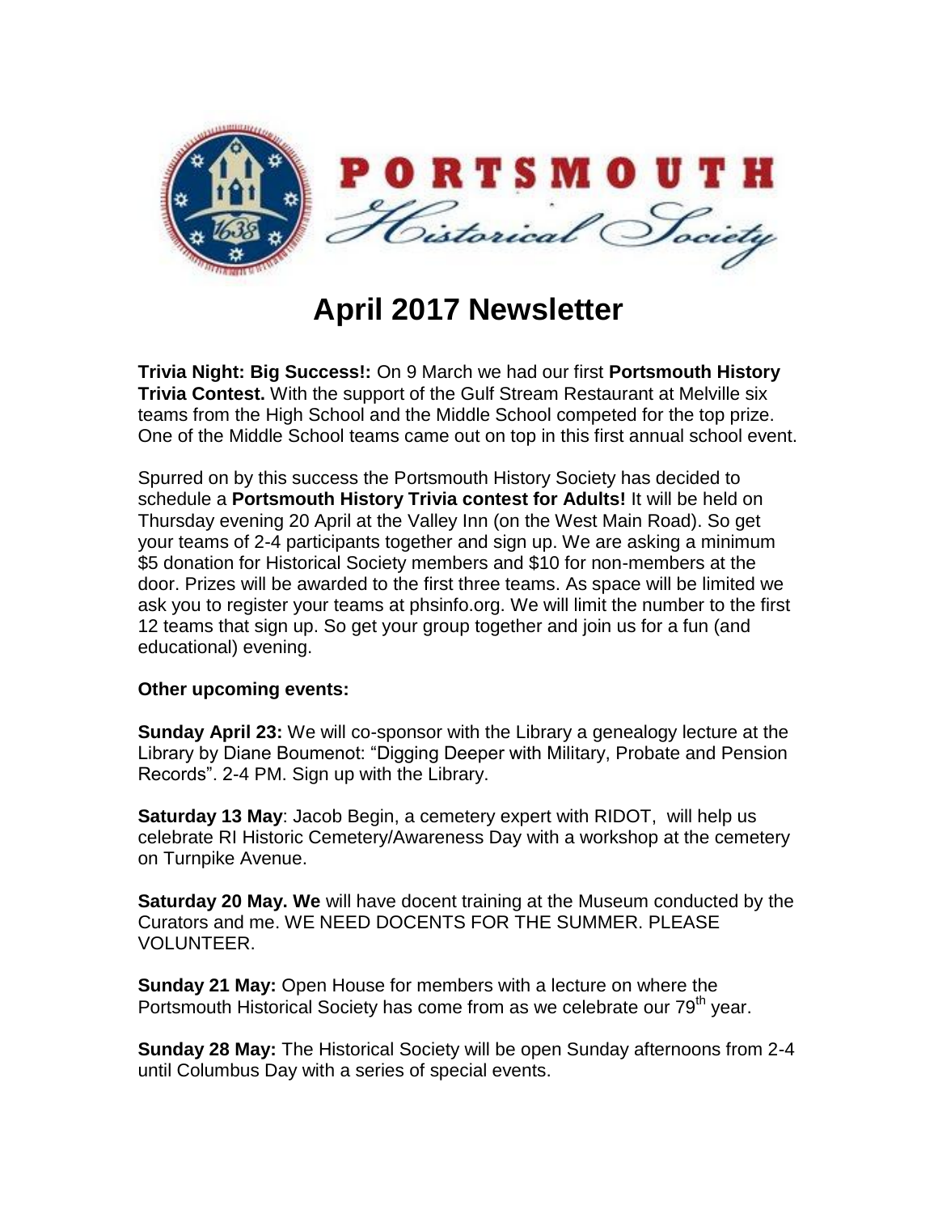PORTSMOUTH Historical Society

# April 2017 Newsletter

**Trivia Night: Big Success!:** On 9 March we had our first **Portsmouth History Trivia Contest.** With the support of the Gulf Stream Restaurant at Melville six teams from the High School and the Middle School competed for the top prize. One of the Middle School teams came out on top in this first annual school event.

Spurred on by this success the Portsmouth History Society has decided to schedule a **Portsmouth History Trivia contest for Adults!** It will be held on Thursday evening 20 April at the Valley Inn (on the West Main Road). So get your teams of 2-4 participants together and sign up. We are asking a minimum $5 donation for Historical Society members and $10 for non-members at the door. Prizes will be awarded to the first three teams. As space will be limited we ask you to register your teams at phsinfo.org. We will limit the number to the first 12 teams that sign up. So get your group together and join us for a fun (and educational) evening.

**Other upcoming events:**

**Sunday April 23:** We will co-sponsor with the Library a genealogy lecture at the Library by Diane Boumenot: "Digging Deeper with Military, Probate and Pension Records". 2-4 PM. Sign up with the Library.

**Saturday 13 May**: Jacob Begin, a cemetery expert with RIDOT, will help us celebrate RI Historic Cemetery/Awareness Day with a workshop at the cemetery on Turnpike Avenue.

**Saturday 20 May. We** will have docent training at the Museum conducted by the Curators and me. WE NEED DOCENTS FOR THE SUMMER. PLEASE VOLUNTEER.

**Sunday 21 May:** Open House for members with a lecture on where the Portsmouth Historical Society has come from as we celebrate our 79th year.

**Sunday 28 May:** The Historical Society will be open Sunday afternoons from 2-4 until Columbus Day with a series of special events.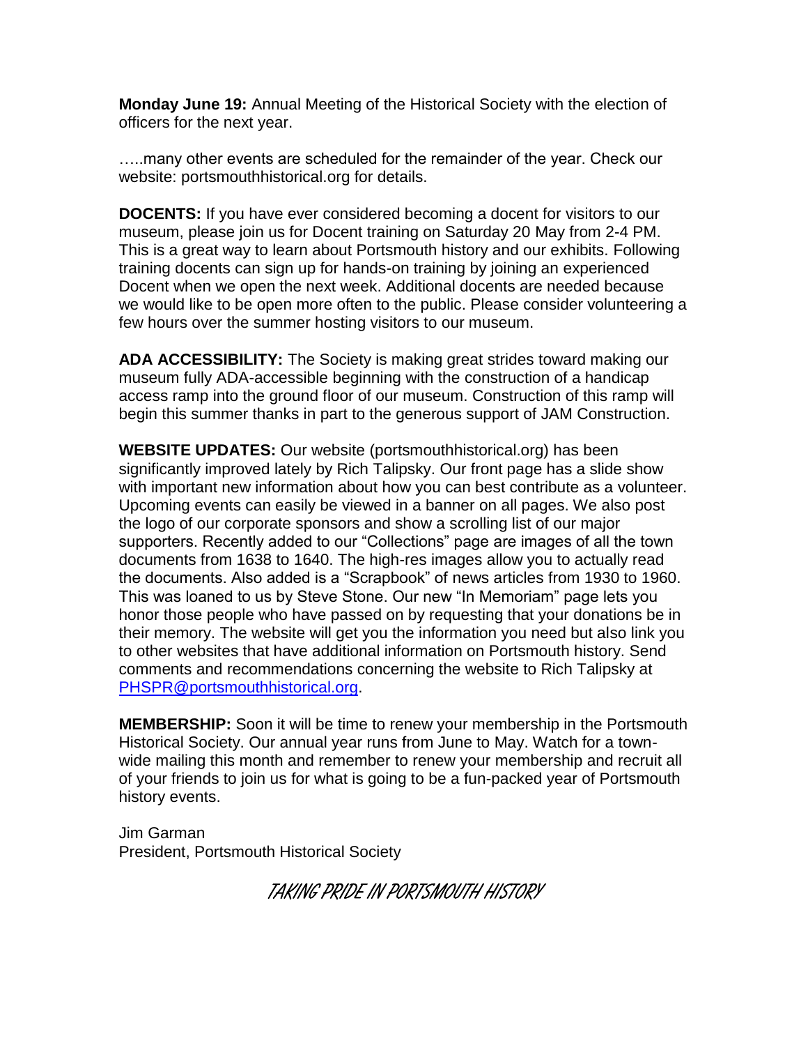**Monday June 19:** Annual Meeting of the Historical Society with the election of officers for the next year.

…..many other events are scheduled for the remainder of the year. Check our website: portsmouthhistorical.org for details.

**DOCENTS:** If you have ever considered becoming a docent for visitors to our museum, please join us for Docent training on Saturday 20 May from 2-4 PM. This is a great way to learn about Portsmouth history and our exhibits. Following training docents can sign up for hands-on training by joining an experienced Docent when we open the next week. Additional docents are needed because we would like to be open more often to the public. Please consider volunteering a few hours over the summer hosting visitors to our museum.

**ADA ACCESSIBILITY:** The Society is making great strides toward making our museum fully ADA-accessible beginning with the construction of a handicap access ramp into the ground floor of our museum. Construction of this ramp will begin this summer thanks in part to the generous support of JAM Construction.

**WEBSITE UPDATES:** Our website (portsmouthhistorical.org) has been significantly improved lately by Rich Talipsky. Our front page has a slide show with important new information about how you can best contribute as a volunteer. Upcoming events can easily be viewed in a banner on all pages. We also post the logo of our corporate sponsors and show a scrolling list of our major supporters. Recently added to our "Collections" page are images of all the town documents from 1638 to 1640. The high-res images allow you to actually read the documents. Also added is a "Scrapbook" of news articles from 1930 to 1960. This was loaned to us by Steve Stone. Our new "In Memoriam" page lets you honor those people who have passed on by requesting that your donations be in their memory. The website will get you the information you need but also link you to other websites that have additional information on Portsmouth history. Send comments and recommendations concerning the website to Rich Talipsky at PHSPR@portsmouthhistorical.org.

**MEMBERSHIP:** Soon it will be time to renew your membership in the Portsmouth Historical Society. Our annual year runs from June to May. Watch for a town-wide mailing this month and remember to renew your membership and recruit all of your friends to join us for what is going to be a fun-packed year of Portsmouth history events.

Jim Garman
President, Portsmouth Historical Society

TAKING PRIDE IN PORTSMOUTH HISTORY